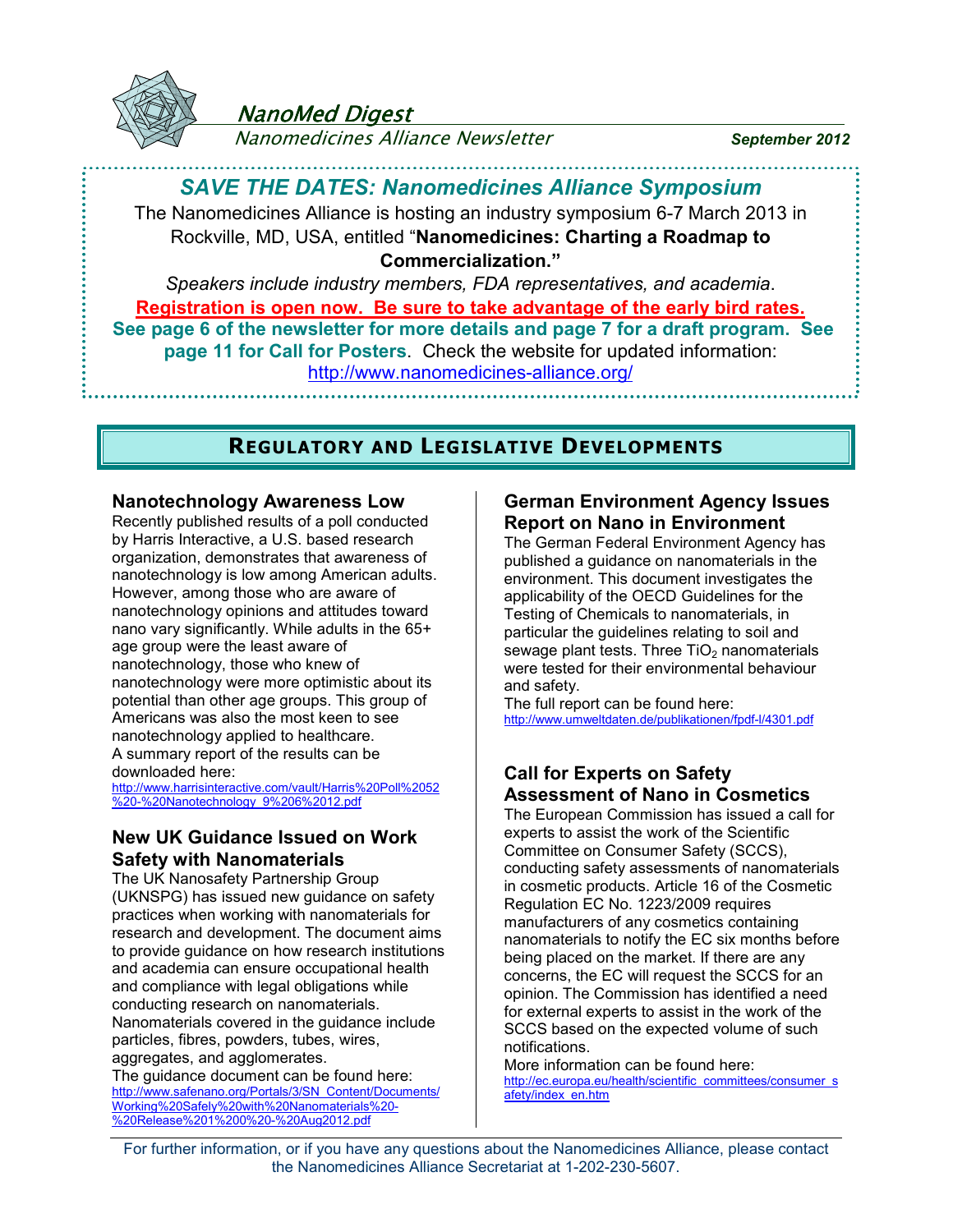# NanoMed Digest

*Nanomedicines Alliance Newsletter*

**September 2012**

## *SAVE THE DATES: Nanomedicines Alliance Symposium*

The Nanomedicines Alliance is hosting an industry symposium 6-7 March 2013 in Rockville, MD, USA, entitled "**Nanomedicines: Charting a Roadmap to Commercialization.**"

*Speakers include industry members, FDA representatives, and academia*.

**Registration is open now. Be sure to take advantage of the early bird rates.**

**See page 6 of the newsletter for more details and page 7 for a draft program. See page 11 for Call for Posters**. Check the website for updated information: http://www.nanomedicines-alliance.org/

## REGULATORY AND LEGISLATIVE DEVELOPMENTS

### Nanotechnology Awareness Low

Recently published results of a poll conducted by Harris Interactive, a U.S. based research organization, demonstrates that awareness of nanotechnology is low among American adults. However, among those who are aware of nanotechnology opinions and attitudes toward nano vary significantly. While adults in the 65+ age group were the least aware of nanotechnology, those who knew of nanotechnology were more optimistic about its potential than other age groups. This group of Americans was also the most keen to see nanotechnology applied to healthcare.

A summary report of the results can be downloaded here:
http://www.harrisinteractive.com/vault/Harris%20Poll%2052%20-%20Nanotechnology_9%206%2012.pdf

### New UK Guidance Issued on Work Safety with Nanomaterials

The UK Nanosafety Partnership Group (UKNSPG) has issued new guidance on safety practices when working with nanomaterials for research and development. The document aims to provide guidance on how research institutions and academia can ensure occupational health and compliance with legal obligations while conducting research on nanomaterials. Nanomaterials covered in the guidance include particles, fibres, powders, tubes, wires, aggregates, and agglomerates.

The guidance document can be found here:
http://www.safenano.org/Portals/3/SN_Content/Documents/Working%20Safely%20with%20Nanomaterials%20-%20Release%201%200%20-%20Aug2012.pdf

### German Environment Agency Issues Report on Nano in Environment

The German Federal Environment Agency has published a guidance on nanomaterials in the environment. This document investigates the applicability of the OECD Guidelines for the Testing of Chemicals to nanomaterials, in particular the guidelines relating to soil and sewage plant tests. Three $TiO_2$ nanomaterials were tested for their environmental behaviour and safety.

The full report can be found here:
http://www.umweltdaten.de/publikationen/fpdf-l/4301.pdf

### Call for Experts on Safety Assessment of Nano in Cosmetics

The European Commission has issued a call for experts to assist the work of the Scientific Committee on Consumer Safety (SCCS), conducting safety assessments of nanomaterials in cosmetic products. Article 16 of the Cosmetic Regulation EC No. 1223/2009 requires manufacturers of any cosmetics containing nanomaterials to notify the EC six months before being placed on the market. If there are any concerns, the EC will request the SCCS for an opinion. The Commission has identified a need for external experts to assist in the work of the SCCS based on the expected volume of such notifications.

More information can be found here:
http://ec.europa.eu/health/scientific_committees/consumer_safety/index_en.htm

For further information, or if you have any questions about the Nanomedicines Alliance, please contact the Nanomedicines Alliance Secretariat at 1-202-230-5607.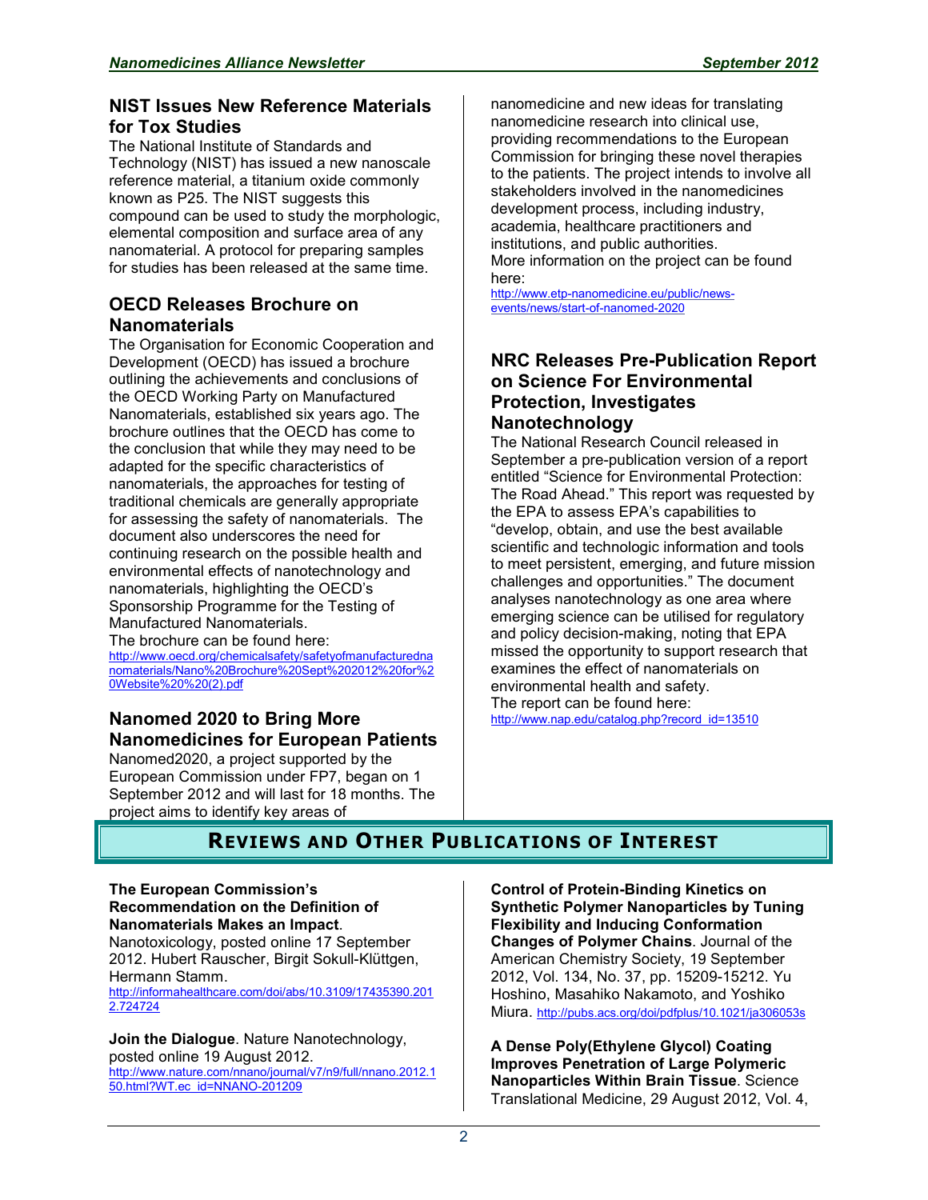## NIST Issues New Reference Materials for Tox Studies

The National Institute of Standards and Technology (NIST) has issued a new nanoscale reference material, a titanium oxide commonly known as P25. The NIST suggests this compound can be used to study the morphologic, elemental composition and surface area of any nanomaterial. A protocol for preparing samples for studies has been released at the same time.

## OECD Releases Brochure on Nanomaterials

The Organisation for Economic Cooperation and Development (OECD) has issued a brochure outlining the achievements and conclusions of the OECD Working Party on Manufactured Nanomaterials, established six years ago. The brochure outlines that the OECD has come to the conclusion that while they may need to be adapted for the specific characteristics of nanomaterials, the approaches for testing of traditional chemicals are generally appropriate for assessing the safety of nanomaterials. The document also underscores the need for continuing research on the possible health and environmental effects of nanotechnology and nanomaterials, highlighting the OECD's Sponsorship Programme for the Testing of Manufactured Nanomaterials.
The brochure can be found here:
http://www.oecd.org/chemicalsafety/safetyofmanufacturednanomaterials/Nano%20Brochure%20Sept%202012%20for%20Website%20%20(2).pdf

## Nanomed 2020 to Bring More Nanomedicines for European Patients

Nanomed2020, a project supported by the European Commission under FP7, began on 1 September 2012 and will last for 18 months. The project aims to identify key areas of nanomedicine and new ideas for translating nanomedicine research into clinical use, providing recommendations to the European Commission for bringing these novel therapies to the patients. The project intends to involve all stakeholders involved in the nanomedicines development process, including industry, academia, healthcare practitioners and institutions, and public authorities.
More information on the project can be found here:
http://www.etp-nanomedicine.eu/public/news-events/news/start-of-nanomed-2020

## NRC Releases Pre-Publication Report on Science For Environmental Protection, Investigates Nanotechnology

The National Research Council released in September a pre-publication version of a report entitled "Science for Environmental Protection: The Road Ahead." This report was requested by the EPA to assess EPA's capabilities to "develop, obtain, and use the best available scientific and technologic information and tools to meet persistent, emerging, and future mission challenges and opportunities." The document analyses nanotechnology as one area where emerging science can be utilised for regulatory and policy decision-making, noting that EPA missed the opportunity to support research that examines the effect of nanomaterials on environmental health and safety.
The report can be found here:
http://www.nap.edu/catalog.php?record_id=13510

# Reviews and Other Publications of Interest

**The European Commission's Recommendation on the Definition of Nanomaterials Makes an Impact**. Nanotoxicology, posted online 17 September 2012. Hubert Rauscher, Birgit Sokull-Klüttgen, Hermann Stamm.
http://informahealthcare.com/doi/abs/10.3109/17435390.2012.724724

**Join the Dialogue**. Nature Nanotechnology, posted online 19 August 2012.
http://www.nature.com/nnano/journal/v7/n9/full/nnano.2012.150.html?WT.ec_id=NNANO-201209

**Control of Protein-Binding Kinetics on Synthetic Polymer Nanoparticles by Tuning Flexibility and Inducing Conformation Changes of Polymer Chains**. Journal of the American Chemistry Society, 19 September 2012, Vol. 134, No. 37, pp. 15209-15212. Yu Hoshino, Masahiko Nakamoto, and Yoshiko Miura. http://pubs.acs.org/doi/pdfplus/10.1021/ja306053s

**A Dense Poly(Ethylene Glycol) Coating Improves Penetration of Large Polymeric Nanoparticles Within Brain Tissue**. Science Translational Medicine, 29 August 2012, Vol. 4,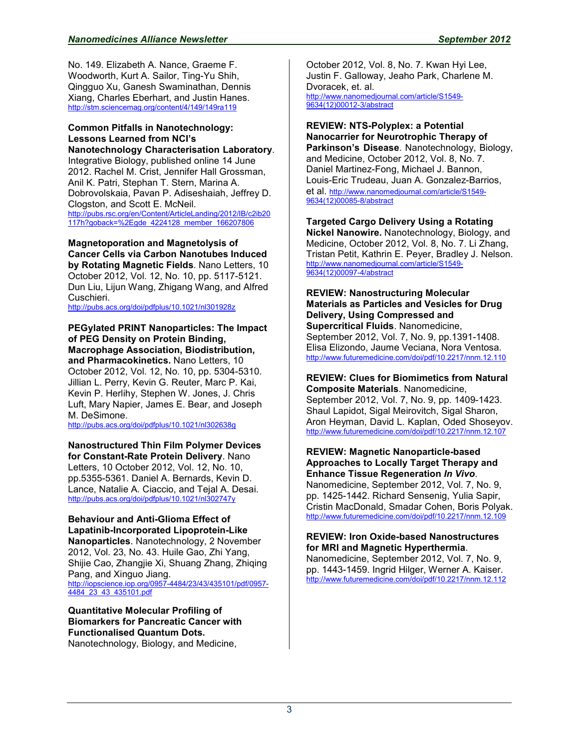No. 149. Elizabeth A. Nance, Graeme F. Woodworth, Kurt A. Sailor, Ting-Yu Shih, Qingguo Xu, Ganesh Swaminathan, Dennis Xiang, Charles Eberhart, and Justin Hanes.
http://stm.sciencemag.org/content/4/149/149ra119

**Common Pitfalls in Nanotechnology: Lessons Learned from NCI's Nanotechnology Characterisation Laboratory**. Integrative Biology, published online 14 June 2012. Rachel M. Crist, Jennifer Hall Grossman, Anil K. Patri, Stephan T. Stern, Marina A. Dobrovolskaia, Pavan P. Adiseshaiah, Jeffrey D. Clogston, and Scott E. McNeil.
http://pubs.rsc.org/en/Content/ArticleLanding/2012/IB/c2ib20117h?goback=%2Egde_4224128_member_166207806

**Magnetoporation and Magnetolysis of Cancer Cells via Carbon Nanotubes Induced by Rotating Magnetic Fields**. Nano Letters, 10 October 2012, Vol. 12, No. 10, pp. 5117-5121. Dun Liu, Lijun Wang, Zhigang Wang, and Alfred Cuschieri.
http://pubs.acs.org/doi/pdfplus/10.1021/nl301928z

**PEGylated PRINT Nanoparticles: The Impact of PEG Density on Protein Binding, Macrophage Association, Biodistribution, and Pharmacokinetics.** Nano Letters, 10 October 2012, Vol. 12, No. 10, pp. 5304-5310. Jillian L. Perry, Kevin G. Reuter, Marc P. Kai, Kevin P. Herlihy, Stephen W. Jones, J. Chris Luft, Mary Napier, James E. Bear, and Joseph M. DeSimone.
http://pubs.acs.org/doi/pdfplus/10.1021/nl302638g

**Nanostructured Thin Film Polymer Devices for Constant-Rate Protein Delivery**. Nano Letters, 10 October 2012, Vol. 12, No. 10, pp.5355-5361. Daniel A. Bernards, Kevin D. Lance, Natalie A. Ciaccio, and Tejal A. Desai.
http://pubs.acs.org/doi/pdfplus/10.1021/nl302747y

**Behaviour and Anti-Glioma Effect of Lapatinib-Incorporated Lipoprotein-Like Nanoparticles**. Nanotechnology, 2 November 2012, Vol. 23, No. 43. Huile Gao, Zhi Yang, Shijie Cao, Zhangjie Xi, Shuang Zhang, Zhiqing Pang, and Xinguo Jiang.
http://iopscience.iop.org/0957-4484/23/43/435101/pdf/0957-4484_23_43_435101.pdf

**Quantitative Molecular Profiling of Biomarkers for Pancreatic Cancer with Functionalised Quantum Dots.** Nanotechnology, Biology, and Medicine, October 2012, Vol. 8, No. 7. Kwan Hyi Lee, Justin F. Galloway, Jeaho Park, Charlene M. Dvoracek, et. al.
http://www.nanomedjournal.com/article/S1549-9634(12)00012-3/abstract

**REVIEW: NTS-Polyplex: a Potential Nanocarrier for Neurotrophic Therapy of Parkinson's Disease**. Nanotechnology, Biology, and Medicine, October 2012, Vol. 8, No. 7. Daniel Martinez-Fong, Michael J. Bannon, Louis-Eric Trudeau, Juan A. Gonzalez-Barrios, et al. http://www.nanomedjournal.com/article/S1549-9634(12)00085-8/abstract

**Targeted Cargo Delivery Using a Rotating Nickel Nanowire.** Nanotechnology, Biology, and Medicine, October 2012, Vol. 8, No. 7. Li Zhang, Tristan Petit, Kathrin E. Peyer, Bradley J. Nelson.
http://www.nanomedjournal.com/article/S1549-9634(12)00097-4/abstract

**REVIEW: Nanostructuring Molecular Materials as Particles and Vesicles for Drug Delivery, Using Compressed and Supercritical Fluids**. Nanomedicine, September 2012, Vol. 7, No. 9, pp.1391-1408. Elisa Elizondo, Jaume Veciana, Nora Ventosa.
http://www.futuremedicine.com/doi/pdf/10.2217/nnm.12.110

**REVIEW: Clues for Biomimetics from Natural Composite Materials**. Nanomedicine, September 2012, Vol. 7, No. 9, pp. 1409-1423. Shaul Lapidot, Sigal Meirovitch, Sigal Sharon, Aron Heyman, David L. Kaplan, Oded Shoseyov.
http://www.futuremedicine.com/doi/pdf/10.2217/nnm.12.107

**REVIEW: Magnetic Nanoparticle-based Approaches to Locally Target Therapy and Enhance Tissue Regeneration *In Vivo***. Nanomedicine, September 2012, Vol. 7, No. 9, pp. 1425-1442. Richard Sensenig, Yulia Sapir, Cristin MacDonald, Smadar Cohen, Boris Polyak.
http://www.futuremedicine.com/doi/pdf/10.2217/nnm.12.109

**REVIEW: Iron Oxide-based Nanostructures for MRI and Magnetic Hyperthermia**. Nanomedicine, September 2012, Vol. 7, No. 9, pp. 1443-1459. Ingrid Hilger, Werner A. Kaiser.
http://www.futuremedicine.com/doi/pdf/10.2217/nnm.12.112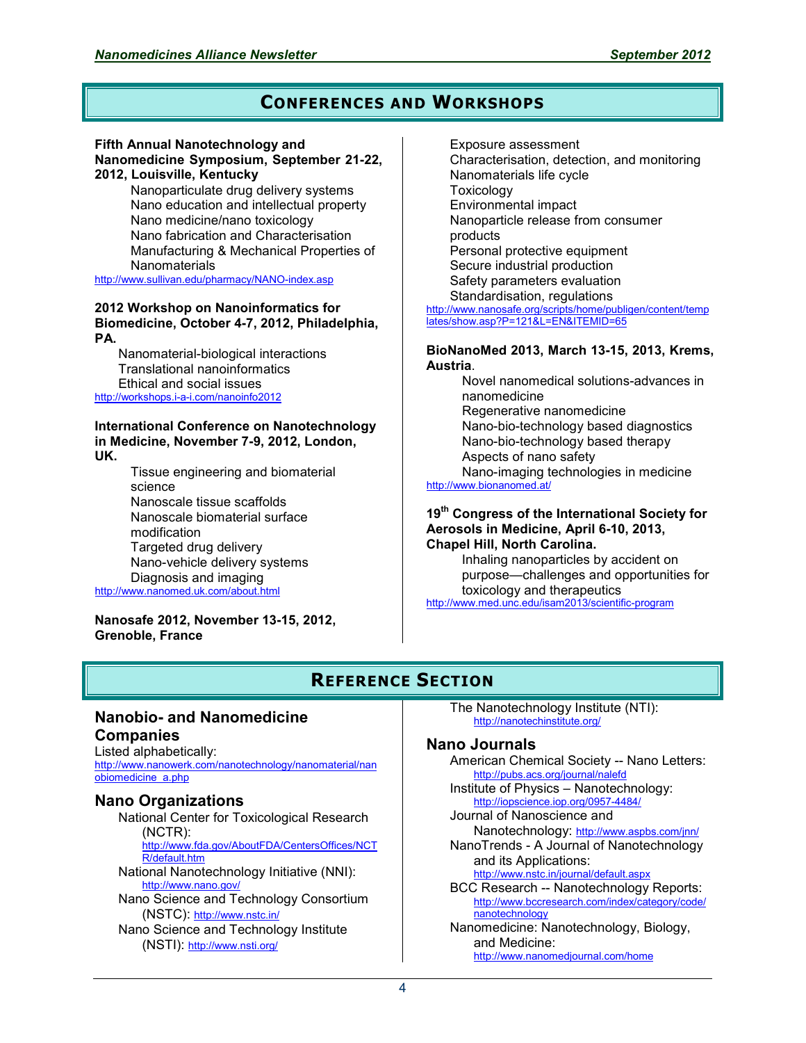## Conferences and Workshops

**Fifth Annual Nanotechnology and Nanomedicine Symposium, September 21-22, 2012, Louisville, Kentucky**

- Nanoparticulate drug delivery systems
- Nano education and intellectual property
- Nano medicine/nano toxicology
- Nano fabrication and Characterisation
- Manufacturing & Mechanical Properties of Nanomaterials

http://www.sullivan.edu/pharmacy/NANO-index.asp

**2012 Workshop on Nanoinformatics for Biomedicine, October 4-7, 2012, Philadelphia, PA.**

- Nanomaterial-biological interactions
- Translational nanoinformatics
- Ethical and social issues

http://workshops.i-a-i.com/nanoinfo2012

**International Conference on Nanotechnology in Medicine, November 7-9, 2012, London, UK.**

- Tissue engineering and biomaterial science
- Nanoscale tissue scaffolds
- Nanoscale biomaterial surface modification
- Targeted drug delivery
- Nano-vehicle delivery systems
- Diagnosis and imaging

http://www.nanomed.uk.com/about.html

**Nanosafe 2012, November 13-15, 2012, Grenoble, France**

- Exposure assessment
- Characterisation, detection, and monitoring
- Nanomaterials life cycle
- Toxicology
- Environmental impact
- Nanoparticle release from consumer products
- Personal protective equipment
- Secure industrial production
- Safety parameters evaluation
- Standardisation, regulations

http://www.nanosafe.org/scripts/home/publigen/content/templates/show.asp?P=121&L=EN&ITEMID=65

**BioNanoMed 2013, March 13-15, 2013, Krems, Austria**.

- Novel nanomedical solutions-advances in nanomedicine
- Regenerative nanomedicine
- Nano-bio-technology based diagnostics
- Nano-bio-technology based therapy
- Aspects of nano safety
- Nano-imaging technologies in medicine

http://www.bionanomed.at/

**19$^{th}$ Congress of the International Society for Aerosols in Medicine, April 6-10, 2013, Chapel Hill, North Carolina.**

- Inhaling nanoparticles by accident on purpose—challenges and opportunities for toxicology and therapeutics

http://www.med.unc.edu/isam2013/scientific-program

## Reference Section

### Nanobio- and Nanomedicine Companies

Listed alphabetically:
http://www.nanowerk.com/nanotechnology/nanomaterial/nanobiomedicine_a.php

### Nano Organizations

- National Center for Toxicological Research (NCTR): http://www.fda.gov/AboutFDA/CentersOffices/NCTR/default.htm
- National Nanotechnology Initiative (NNI): http://www.nano.gov/
- Nano Science and Technology Consortium (NSTC): http://www.nstc.in/
- Nano Science and Technology Institute (NSTI): http://www.nsti.org/
- The Nanotechnology Institute (NTI): http://nanotechinstitute.org/

### Nano Journals

- American Chemical Society -- Nano Letters: http://pubs.acs.org/journal/nalefd
- Institute of Physics – Nanotechnology: http://iopscience.iop.org/0957-4484/
- Journal of Nanoscience and Nanotechnology: http://www.aspbs.com/jnn/
- NanoTrends - A Journal of Nanotechnology and its Applications: http://www.nstc.in/journal/default.aspx
- BCC Research -- Nanotechnology Reports: http://www.bccresearch.com/index/category/code/nanotechnology
- Nanomedicine: Nanotechnology, Biology, and Medicine: http://www.nanomedjournal.com/home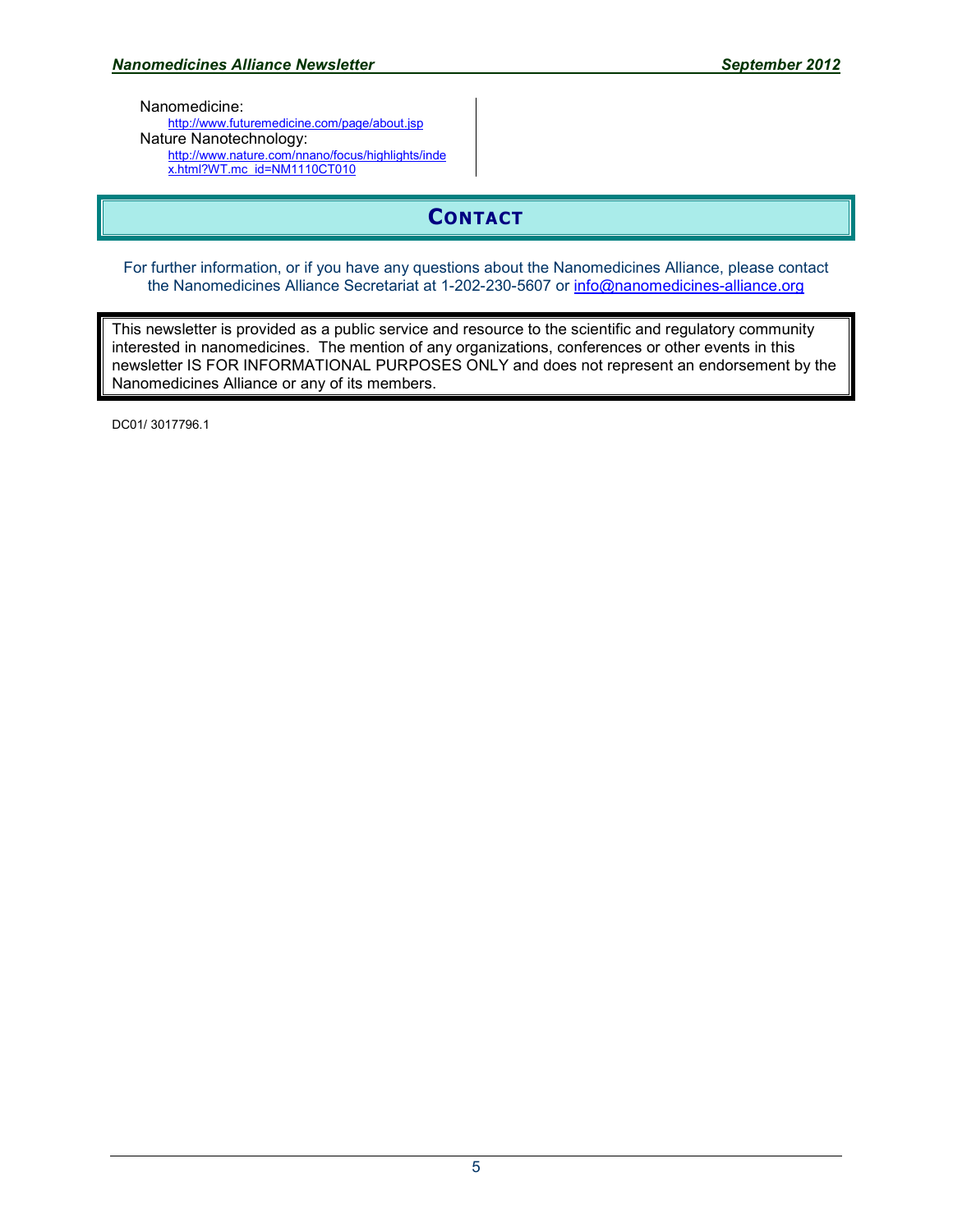Nanomedicine:
http://www.futuremedicine.com/page/about.jsp

Nature Nanotechnology:
http://www.nature.com/nnano/focus/highlights/index.html?WT.mc_id=NM1110CT010

## CONTACT

For further information, or if you have any questions about the Nanomedicines Alliance, please contact the Nanomedicines Alliance Secretariat at 1-202-230-5607 or info@nanomedicines-alliance.org

This newsletter is provided as a public service and resource to the scientific and regulatory community interested in nanomedicines. The mention of any organizations, conferences or other events in this newsletter IS FOR INFORMATIONAL PURPOSES ONLY and does not represent an endorsement by the Nanomedicines Alliance or any of its members.

DC01/ 3017796.1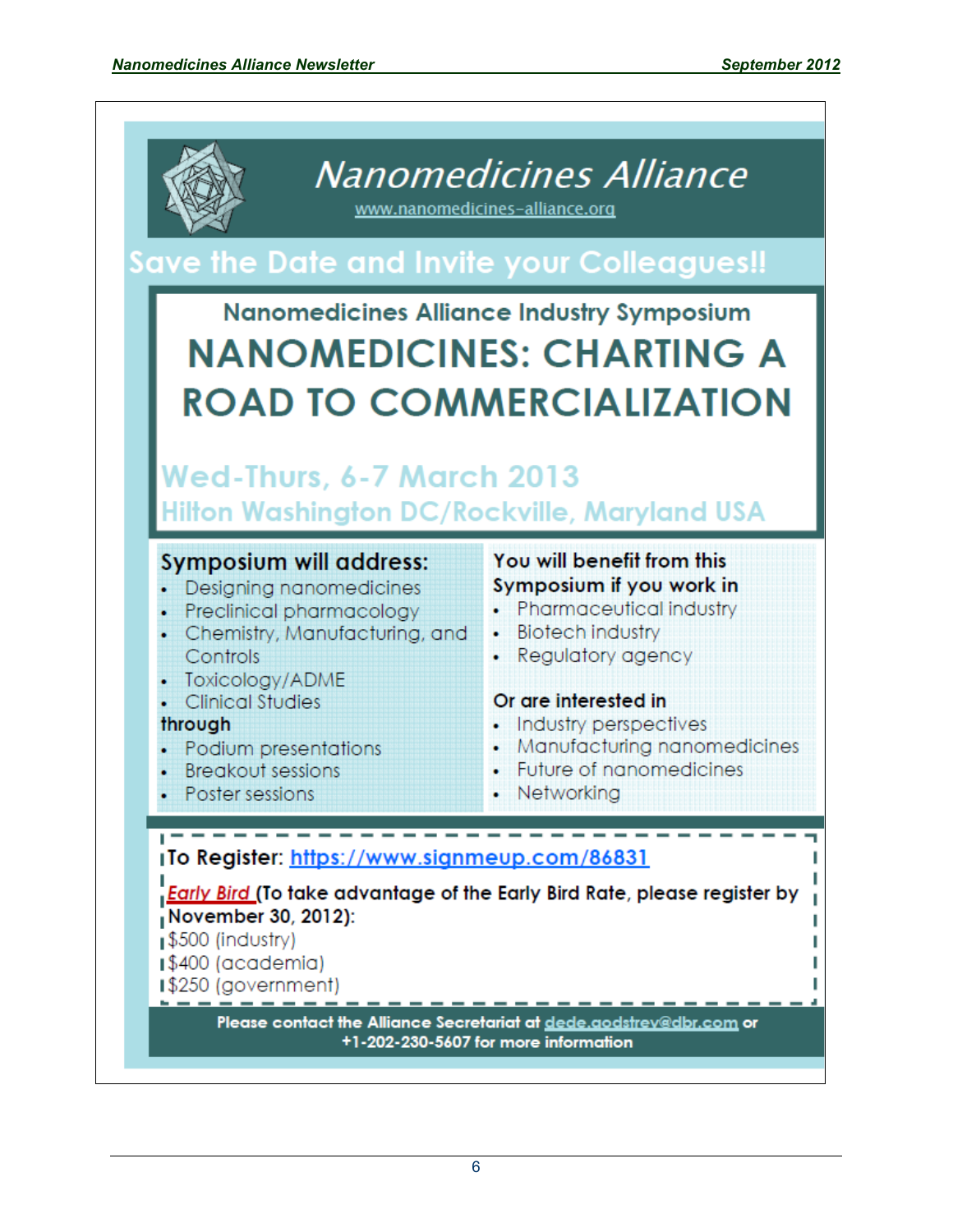# Nanomedicines Alliance

www.nanomedicines-alliance.org

## Save the Date and Invite your Colleagues!!

Nanomedicines Alliance Industry Symposium

# NANOMEDICINES: CHARTING A ROAD TO COMMERCIALIZATION

**Wed-Thurs, 6-7 March 2013**

**Hilton Washington DC/Rockville, Maryland USA**

### Symposium will address:

- Designing nanomedicines
- Preclinical pharmacology
- Chemistry, Manufacturing, and Controls
- Toxicology/ADME
- Clinical Studies

**through**

- Podium presentations
- Breakout sessions
- Poster sessions

**You will benefit from this Symposium if you work in**

- Pharmaceutical industry
- Biotech industry
- Regulatory agency

**Or are interested in**

- Industry perspectives
- Manufacturing nanomedicines
- Future of nanomedicines
- Networking

**To Register:** https://www.signmeup.com/86831

*Early Bird* **(To take advantage of the Early Bird Rate, please register by November 30, 2012):**

$500 (industry)
$400 (academia)
$250 (government)

**Please contact the Alliance Secretariat at dede.godstrey@dbr.com or +1-202-230-5607 for more information**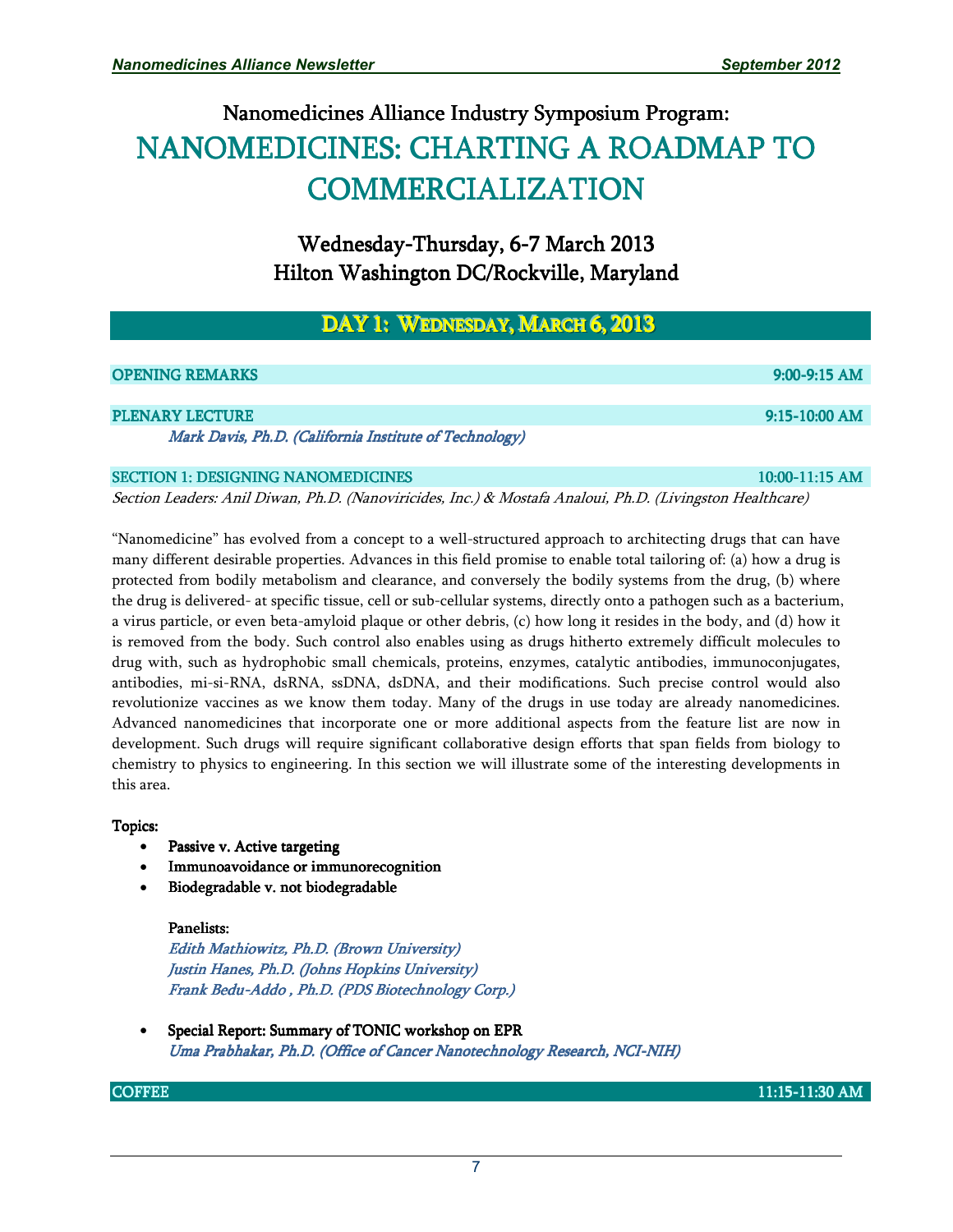# Nanomedicines Alliance Industry Symposium Program:

# NANOMEDICINES: CHARTING A ROADMAP TO COMMERCIALIZATION

## Wednesday-Thursday, 6-7 March 2013
## Hilton Washington DC/Rockville, Maryland

## DAY 1: WEDNESDAY, MARCH 6, 2013

**OPENING REMARKS** 9:00-9:15 AM

**PLENARY LECTURE** 9:15-10:00 AM

*Mark Davis, Ph.D. (California Institute of Technology)*

**SECTION 1: DESIGNING NANOMEDICINES** 10:00-11:15 AM

*Section Leaders: Anil Diwan, Ph.D. (Nanoviricides, Inc.) & Mostafa Analoui, Ph.D. (Livingston Healthcare)*

"Nanomedicine" has evolved from a concept to a well-structured approach to architecting drugs that can have many different desirable properties. Advances in this field promise to enable total tailoring of: (a) how a drug is protected from bodily metabolism and clearance, and conversely the bodily systems from the drug, (b) where the drug is delivered- at specific tissue, cell or sub-cellular systems, directly onto a pathogen such as a bacterium, a virus particle, or even beta-amyloid plaque or other debris, (c) how long it resides in the body, and (d) how it is removed from the body. Such control also enables using as drugs hitherto extremely difficult molecules to drug with, such as hydrophobic small chemicals, proteins, enzymes, catalytic antibodies, immunoconjugates, antibodies, mi-si-RNA, dsRNA, ssDNA, dsDNA, and their modifications. Such precise control would also revolutionize vaccines as we know them today. Many of the drugs in use today are already nanomedicines. Advanced nanomedicines that incorporate one or more additional aspects from the feature list are now in development. Such drugs will require significant collaborative design efforts that span fields from biology to chemistry to physics to engineering. In this section we will illustrate some of the interesting developments in this area.

**Topics:**

- **Passive v. Active targeting**
- **Immunoavoidance or immunorecognition**
- **Biodegradable v. not biodegradable**

  **Panelists:**
  *Edith Mathiowitz, Ph.D. (Brown University)*
  *Justin Hanes, Ph.D. (Johns Hopkins University)*
  *Frank Bedu-Addo , Ph.D. (PDS Biotechnology Corp.)*

- **Special Report: Summary of TONIC workshop on EPR**
  *Uma Prabhakar, Ph.D. (Office of Cancer Nanotechnology Research, NCI-NIH)*

**COFFEE** 11:15-11:30 AM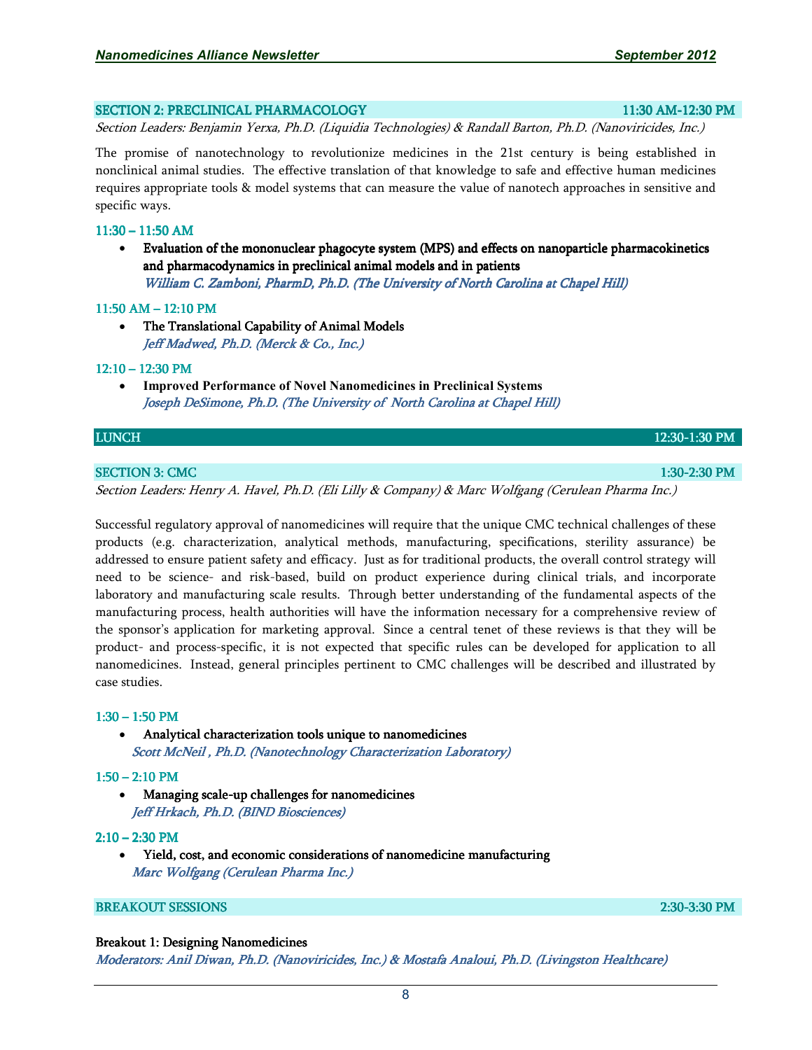## SECTION 2: PRECLINICAL PHARMACOLOGY — 11:30 AM-12:30 PM

*Section Leaders: Benjamin Yerxa, Ph.D. (Liquidia Technologies) & Randall Barton, Ph.D. (Nanoviricides, Inc.)*

The promise of nanotechnology to revolutionize medicines in the 21st century is being established in nonclinical animal studies. The effective translation of that knowledge to safe and effective human medicines requires appropriate tools & model systems that can measure the value of nanotech approaches in sensitive and specific ways.

**11:30 – 11:50 AM**

- **Evaluation of the mononuclear phagocyte system (MPS) and effects on nanoparticle pharmacokinetics and pharmacodynamics in preclinical animal models and in patients**
  *William C. Zamboni, PharmD, Ph.D. (The University of North Carolina at Chapel Hill)*

**11:50 AM – 12:10 PM**

- **The Translational Capability of Animal Models**
  *Jeff Madwed, Ph.D. (Merck & Co., Inc.)*

**12:10 – 12:30 PM**

- **Improved Performance of Novel Nanomedicines in Preclinical Systems**
  *Joseph DeSimone, Ph.D. (The University of North Carolina at Chapel Hill)*

## LUNCH — 12:30-1:30 PM

## SECTION 3: CMC — 1:30-2:30 PM

*Section Leaders: Henry A. Havel, Ph.D. (Eli Lilly & Company) & Marc Wolfgang (Cerulean Pharma Inc.)*

Successful regulatory approval of nanomedicines will require that the unique CMC technical challenges of these products (e.g. characterization, analytical methods, manufacturing, specifications, sterility assurance) be addressed to ensure patient safety and efficacy. Just as for traditional products, the overall control strategy will need to be science- and risk-based, build on product experience during clinical trials, and incorporate laboratory and manufacturing scale results. Through better understanding of the fundamental aspects of the manufacturing process, health authorities will have the information necessary for a comprehensive review of the sponsor's application for marketing approval. Since a central tenet of these reviews is that they will be product- and process-specific, it is not expected that specific rules can be developed for application to all nanomedicines. Instead, general principles pertinent to CMC challenges will be described and illustrated by case studies.

**1:30 – 1:50 PM**

- **Analytical characterization tools unique to nanomedicines**
  *Scott McNeil , Ph.D. (Nanotechnology Characterization Laboratory)*

**1:50 – 2:10 PM**

- **Managing scale-up challenges for nanomedicines**
  *Jeff Hrkach, Ph.D. (BIND Biosciences)*

**2:10 – 2:30 PM**

- **Yield, cost, and economic considerations of nanomedicine manufacturing**
  *Marc Wolfgang (Cerulean Pharma Inc.)*

## BREAKOUT SESSIONS — 2:30-3:30 PM

**Breakout 1: Designing Nanomedicines**

*Moderators: Anil Diwan, Ph.D. (Nanoviricides, Inc.) & Mostafa Analoui, Ph.D. (Livingston Healthcare)*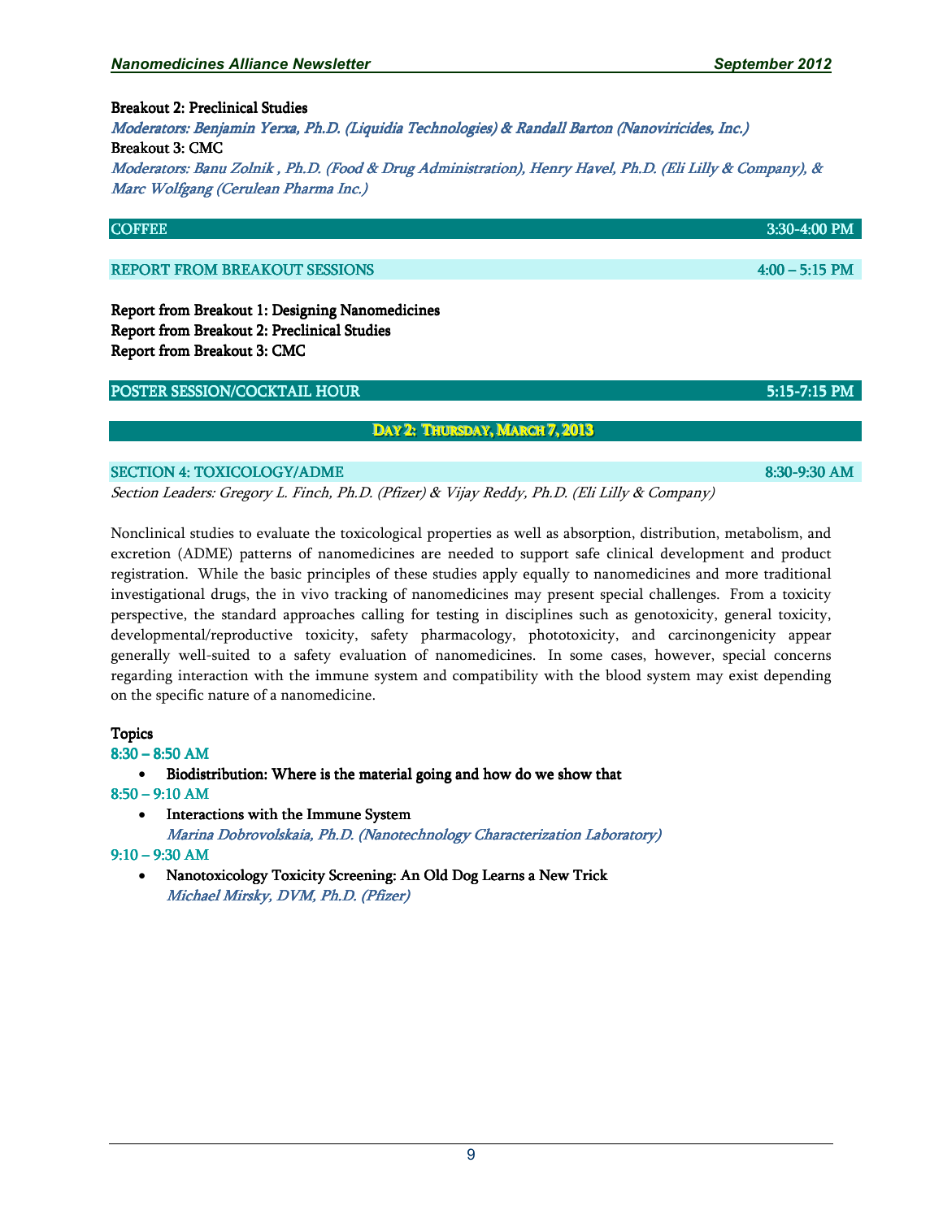**Breakout 2: Preclinical Studies**

*Moderators: Benjamin Yerxa, Ph.D. (Liquidia Technologies) & Randall Barton (Nanoviricides, Inc.)*

**Breakout 3: CMC**

*Moderators: Banu Zolnik , Ph.D. (Food & Drug Administration), Henry Havel, Ph.D. (Eli Lilly & Company), & Marc Wolfgang (Cerulean Pharma Inc.)*

## COFFEE 3:30-4:00 PM

## REPORT FROM BREAKOUT SESSIONS 4:00 – 5:15 PM

**Report from Breakout 1: Designing Nanomedicines**
**Report from Breakout 2: Preclinical Studies**
**Report from Breakout 3: CMC**

## POSTER SESSION/COCKTAIL HOUR 5:15-7:15 PM

# DAY 2: THURSDAY, MARCH 7, 2013

## SECTION 4: TOXICOLOGY/ADME 8:30-9:30 AM

*Section Leaders: Gregory L. Finch, Ph.D. (Pfizer) & Vijay Reddy, Ph.D. (Eli Lilly & Company)*

Nonclinical studies to evaluate the toxicological properties as well as absorption, distribution, metabolism, and excretion (ADME) patterns of nanomedicines are needed to support safe clinical development and product registration. While the basic principles of these studies apply equally to nanomedicines and more traditional investigational drugs, the in vivo tracking of nanomedicines may present special challenges. From a toxicity perspective, the standard approaches calling for testing in disciplines such as genotoxicity, general toxicity, developmental/reproductive toxicity, safety pharmacology, phototoxicity, and carcinongenicity appear generally well-suited to a safety evaluation of nanomedicines. In some cases, however, special concerns regarding interaction with the immune system and compatibility with the blood system may exist depending on the specific nature of a nanomedicine.

**Topics**

**8:30 – 8:50 AM**

- **Biodistribution: Where is the material going and how do we show that**

**8:50 – 9:10 AM**

- **Interactions with the Immune System**
  *Marina Dobrovolskaia, Ph.D. (Nanotechnology Characterization Laboratory)*

**9:10 – 9:30 AM**

- **Nanotoxicology Toxicity Screening: An Old Dog Learns a New Trick**
  *Michael Mirsky, DVM, Ph.D. (Pfizer)*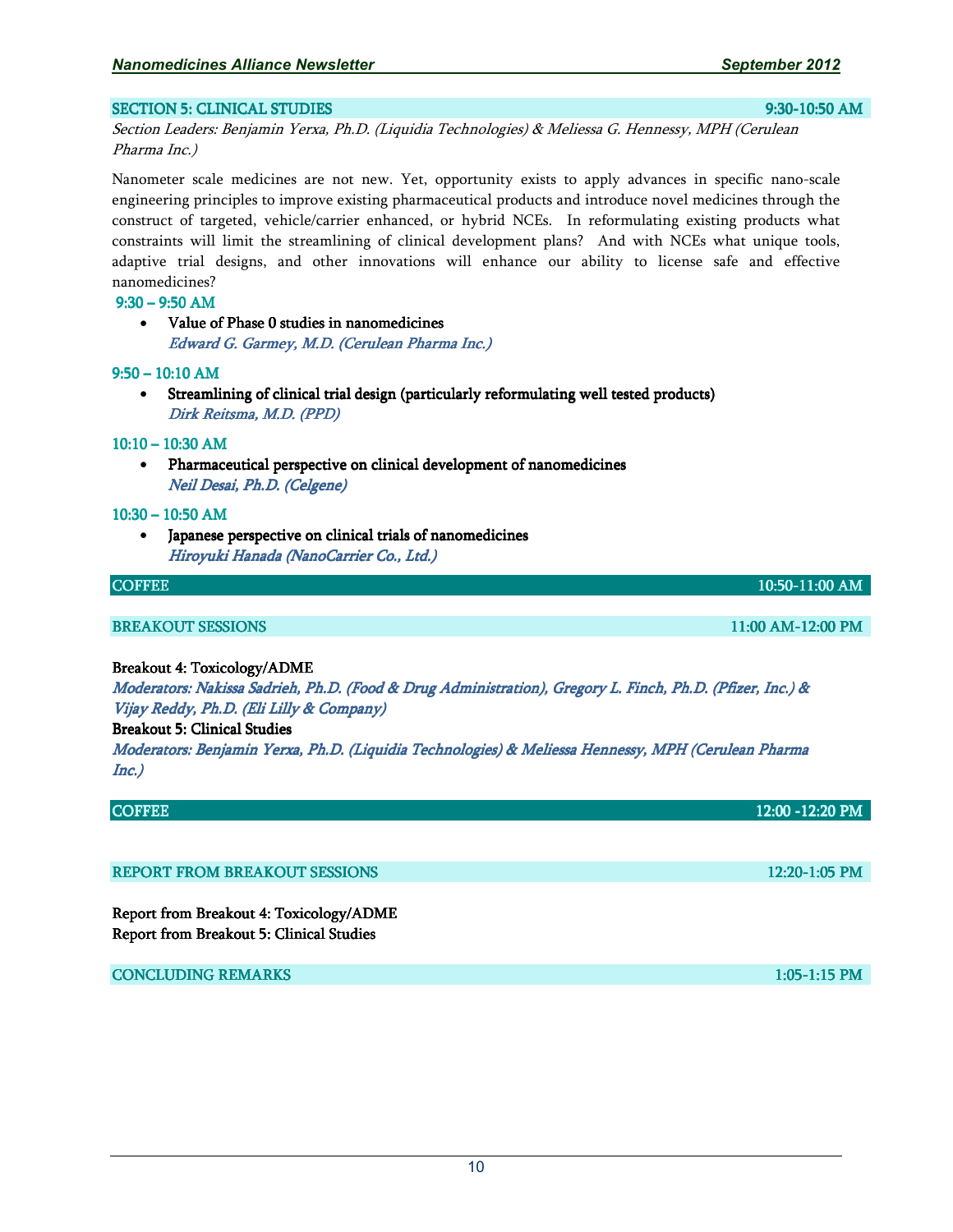## SECTION 5: CLINICAL STUDIES — 9:30-10:50 AM

*Section Leaders: Benjamin Yerxa, Ph.D. (Liquidia Technologies) & Meliessa G. Hennessy, MPH (Cerulean Pharma Inc.)*

Nanometer scale medicines are not new. Yet, opportunity exists to apply advances in specific nano-scale engineering principles to improve existing pharmaceutical products and introduce novel medicines through the construct of targeted, vehicle/carrier enhanced, or hybrid NCEs. In reformulating existing products what constraints will limit the streamlining of clinical development plans? And with NCEs what unique tools, adaptive trial designs, and other innovations will enhance our ability to license safe and effective nanomedicines?

**9:30 – 9:50 AM**

- Value of Phase 0 studies in nanomedicines
  *Edward G. Garmey, M.D. (Cerulean Pharma Inc.)*

**9:50 – 10:10 AM**

- Streamlining of clinical trial design (particularly reformulating well tested products)
  *Dirk Reitsma, M.D. (PPD)*

**10:10 – 10:30 AM**

- Pharmaceutical perspective on clinical development of nanomedicines
  *Neil Desai, Ph.D. (Celgene)*

**10:30 – 10:50 AM**

- Japanese perspective on clinical trials of nanomedicines
  *Hiroyuki Hanada (NanoCarrier Co., Ltd.)*

## COFFEE — 10:50-11:00 AM

## BREAKOUT SESSIONS — 11:00 AM-12:00 PM

Breakout 4: Toxicology/ADME
*Moderators: Nakissa Sadrieh, Ph.D. (Food & Drug Administration), Gregory L. Finch, Ph.D. (Pfizer, Inc.) & Vijay Reddy, Ph.D. (Eli Lilly & Company)*

Breakout 5: Clinical Studies
*Moderators: Benjamin Yerxa, Ph.D. (Liquidia Technologies) & Meliessa Hennessy, MPH (Cerulean Pharma Inc.)*

## COFFEE — 12:00 -12:20 PM

## REPORT FROM BREAKOUT SESSIONS — 12:20-1:05 PM

Report from Breakout 4: Toxicology/ADME
Report from Breakout 5: Clinical Studies

## CONCLUDING REMARKS — 1:05-1:15 PM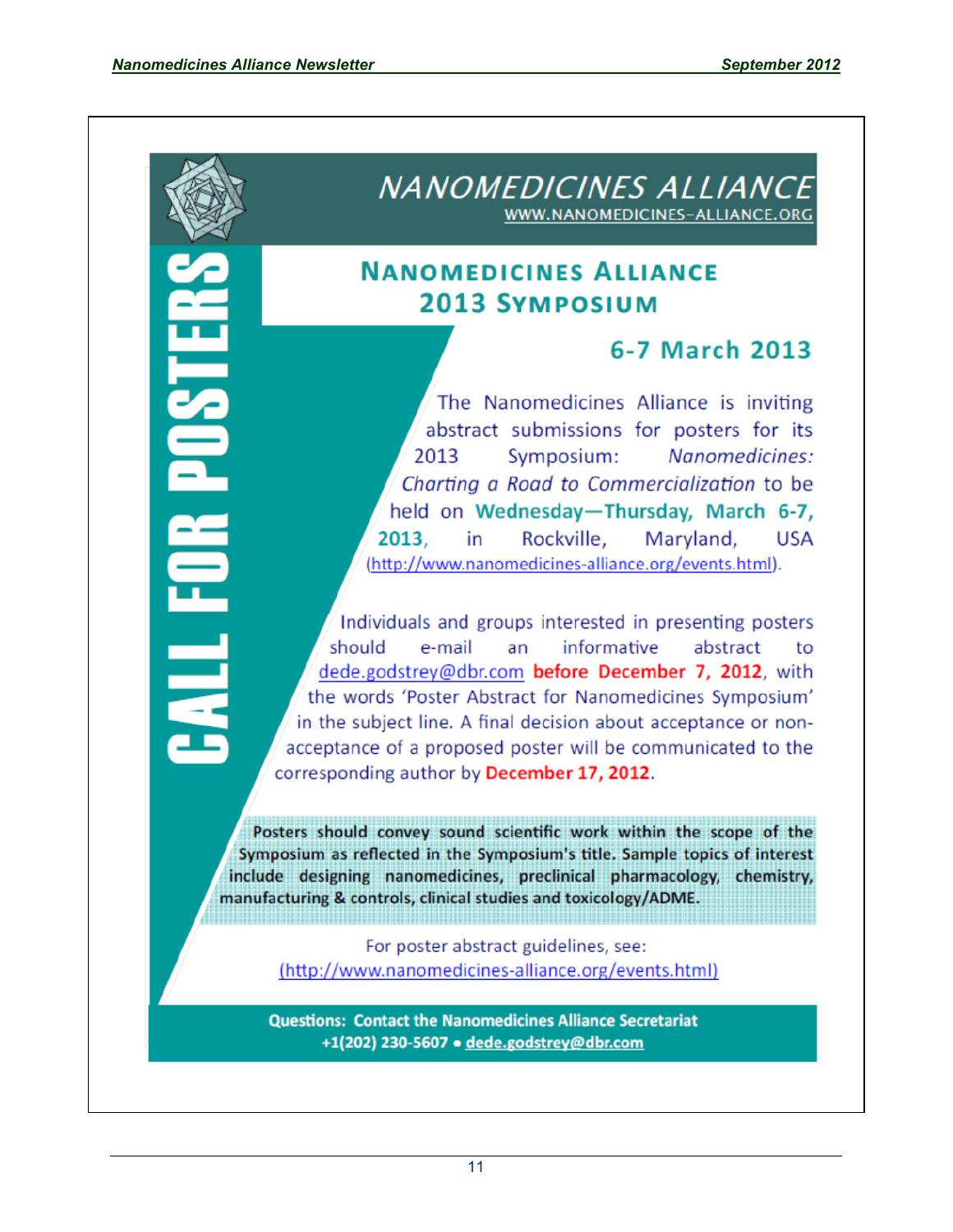# NANOMEDICINES ALLIANCE

WWW.NANOMEDICINES-ALLIANCE.ORG

**CALL FOR POSTERS**

## NANOMEDICINES ALLIANCE 2013 SYMPOSIUM

### 6-7 March 2013

The Nanomedicines Alliance is inviting abstract submissions for posters for its 2013 Symposium: *Nanomedicines: Charting a Road to Commercialization* to be held on **Wednesday—Thursday, March 6-7, 2013**, in Rockville, Maryland, USA (http://www.nanomedicines-alliance.org/events.html).

Individuals and groups interested in presenting posters should e-mail an informative abstract to dede.godstrey@dbr.com **before December 7, 2012**, with the words 'Poster Abstract for Nanomedicines Symposium' in the subject line. A final decision about acceptance or non-acceptance of a proposed poster will be communicated to the corresponding author by **December 17, 2012**.

**Posters should convey sound scientific work within the scope of the Symposium as reflected in the Symposium's title. Sample topics of interest include designing nanomedicines, preclinical pharmacology, chemistry, manufacturing & controls, clinical studies and toxicology/ADME.**

For poster abstract guidelines, see: (http://www.nanomedicines-alliance.org/events.html)

**Questions: Contact the Nanomedicines Alliance Secretariat**
**+1(202) 230-5607 • dede.godstrey@dbr.com**